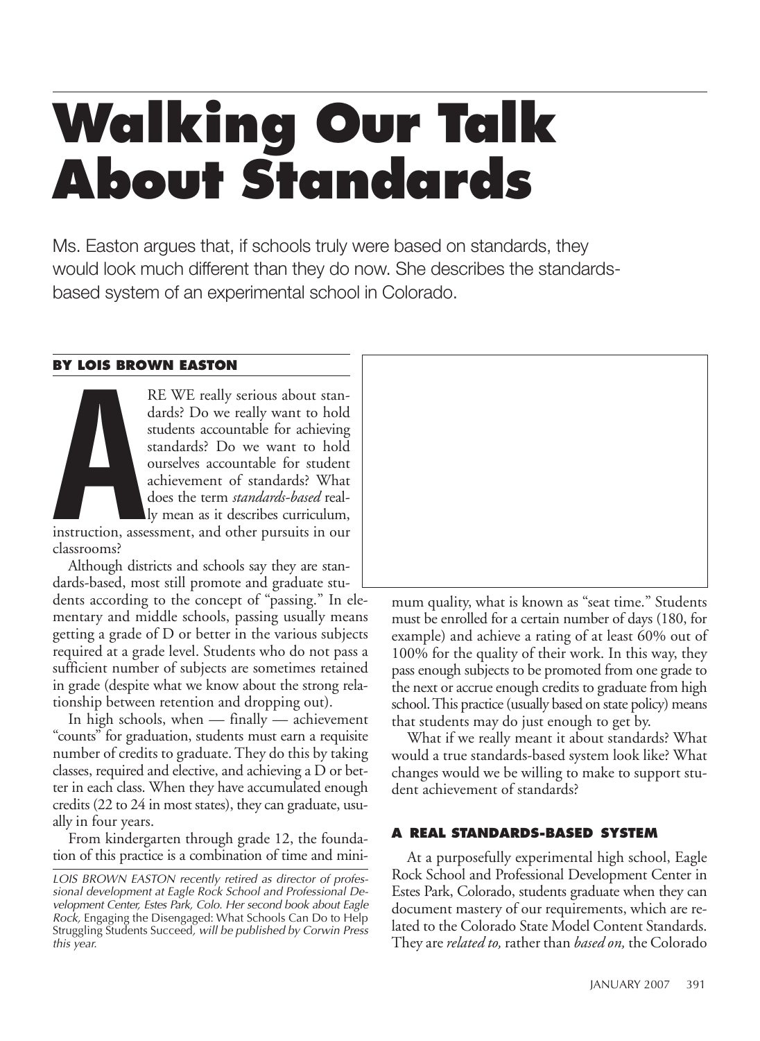# Walking Our Talk About Standards

Ms. Easton argues that, if schools truly were based on standards, they would look much different than they do now. She describes the standards-based system of an experimental school in Colorado.

**BY LOIS BROWN EASTON**

ARE WE really serious about standards? Do we really want to hold students accountable for achieving standards? Do we want to hold ourselves accountable for student achievement of standards? What does the term *standards-based* really mean as it describes curriculum, instruction, assessment, and other pursuits in our classrooms?

Although districts and schools say they are standards-based, most still promote and graduate students according to the concept of "passing." In elementary and middle schools, passing usually means getting a grade of D or better in the various subjects required at a grade level. Students who do not pass a sufficient number of subjects are sometimes retained in grade (despite what we know about the strong relationship between retention and dropping out).

In high schools, when — finally — achievement "counts" for graduation, students must earn a requisite number of credits to graduate. They do this by taking classes, required and elective, and achieving a D or better in each class. When they have accumulated enough credits (22 to 24 in most states), they can graduate, usually in four years.

From kindergarten through grade 12, the foundation of this practice is a combination of time and minimum quality, what is known as "seat time." Students must be enrolled for a certain number of days (180, for example) and achieve a rating of at least 60% out of 100% for the quality of their work. In this way, they pass enough subjects to be promoted from one grade to the next or accrue enough credits to graduate from high school. This practice (usually based on state policy) means that students may do just enough to get by.

What if we really meant it about standards? What would a true standards-based system look like? What changes would we be willing to make to support student achievement of standards?

*LOIS BROWN EASTON recently retired as director of professional development at Eagle Rock School and Professional Development Center, Estes Park, Colo. Her second book about Eagle Rock,* Engaging the Disengaged: What Schools Can Do to Help Struggling Students Succeed, *will be published by Corwin Press this year.*

## A REAL STANDARDS-BASED SYSTEM

At a purposefully experimental high school, Eagle Rock School and Professional Development Center in Estes Park, Colorado, students graduate when they can document mastery of our requirements, which are related to the Colorado State Model Content Standards. They are *related to,* rather than *based on,* the Colorado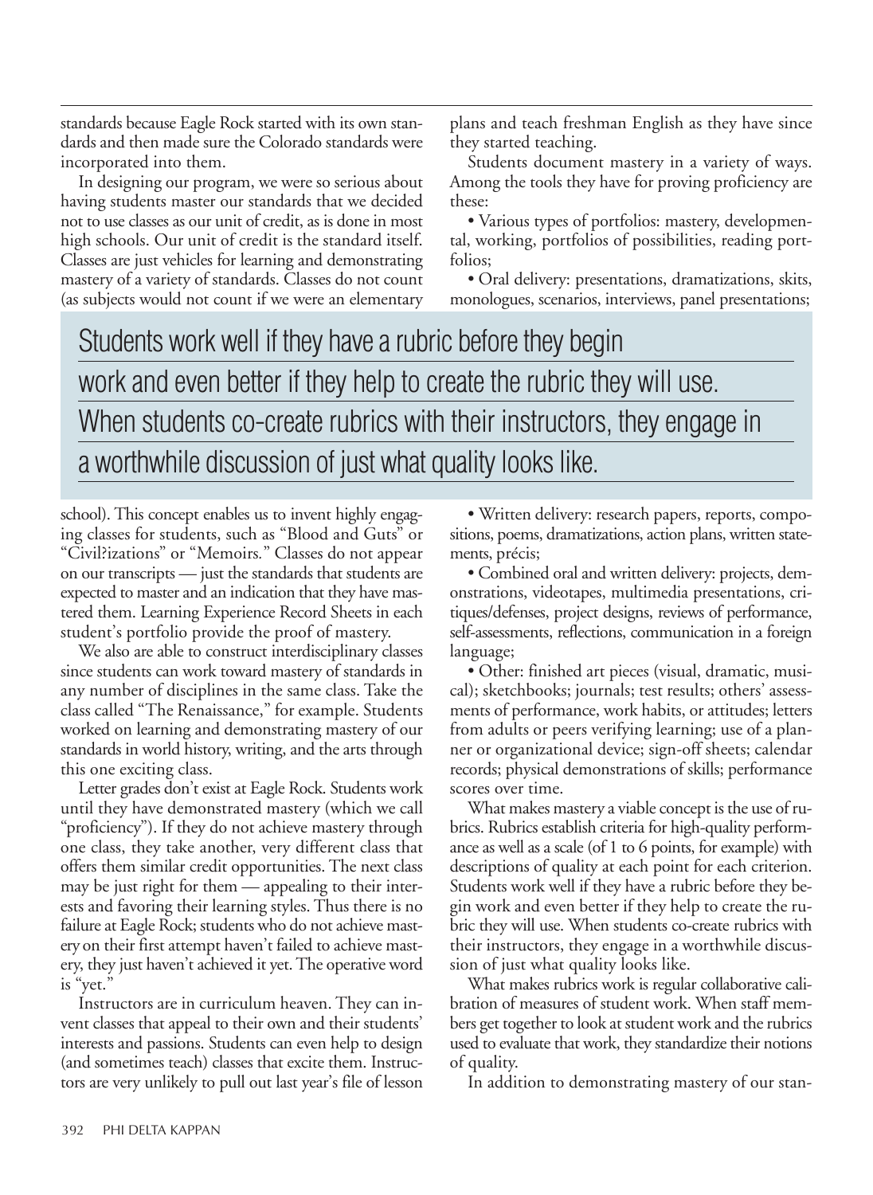standards because Eagle Rock started with its own standards and then made sure the Colorado standards were incorporated into them.

In designing our program, we were so serious about having students master our standards that we decided not to use classes as our unit of credit, as is done in most high schools. Our unit of credit is the standard itself. Classes are just vehicles for learning and demonstrating mastery of a variety of standards. Classes do not count (as subjects would not count if we were an elementary school). This concept enables us to invent highly engaging classes for students, such as "Blood and Guts" or "Civil?izations" or "Memoirs." Classes do not appear on our transcripts — just the standards that students are expected to master and an indication that they have mastered them. Learning Experience Record Sheets in each student's portfolio provide the proof of mastery.

We also are able to construct interdisciplinary classes since students can work toward mastery of standards in any number of disciplines in the same class. Take the class called "The Renaissance," for example. Students worked on learning and demonstrating mastery of our standards in world history, writing, and the arts through this one exciting class.

Letter grades don't exist at Eagle Rock. Students work until they have demonstrated mastery (which we call "proficiency"). If they do not achieve mastery through one class, they take another, very different class that offers them similar credit opportunities. The next class may be just right for them — appealing to their interests and favoring their learning styles. Thus there is no failure at Eagle Rock; students who do not achieve mastery on their first attempt haven't failed to achieve mastery, they just haven't achieved it yet. The operative word is "yet."

Instructors are in curriculum heaven. They can invent classes that appeal to their own and their students' interests and passions. Students can even help to design (and sometimes teach) classes that excite them. Instructors are very unlikely to pull out last year's file of lesson plans and teach freshman English as they have since they started teaching.

Students document mastery in a variety of ways. Among the tools they have for proving proficiency are these:

- Various types of portfolios: mastery, developmental, working, portfolios of possibilities, reading portfolios;
- Oral delivery: presentations, dramatizations, skits, monologues, scenarios, interviews, panel presentations;
- Written delivery: research papers, reports, compositions, poems, dramatizations, action plans, written statements, précis;
- Combined oral and written delivery: projects, demonstrations, videotapes, multimedia presentations, critiques/defenses, project designs, reviews of performance, self-assessments, reflections, communication in a foreign language;
- Other: finished art pieces (visual, dramatic, musical); sketchbooks; journals; test results; others' assessments of performance, work habits, or attitudes; letters from adults or peers verifying learning; use of a planner or organizational device; sign-off sheets; calendar records; physical demonstrations of skills; performance scores over time.

What makes mastery a viable concept is the use of rubrics. Rubrics establish criteria for high-quality performance as well as a scale (of 1 to 6 points, for example) with descriptions of quality at each point for each criterion. Students work well if they have a rubric before they begin work and even better if they help to create the rubric they will use. When students co-create rubrics with their instructors, they engage in a worthwhile discussion of just what quality looks like.

What makes rubrics work is regular collaborative calibration of measures of student work. When staff members get together to look at student work and the rubrics used to evaluate that work, they standardize their notions of quality.

In addition to demonstrating mastery of our stan-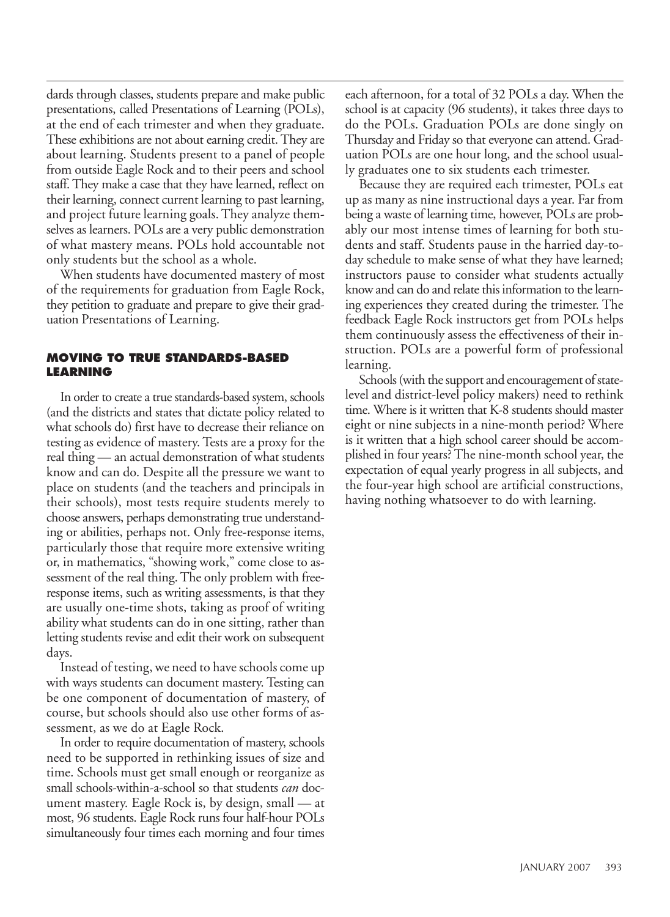dards through classes, students prepare and make public presentations, called Presentations of Learning (POLs), at the end of each trimester and when they graduate. These exhibitions are not about earning credit. They are about learning. Students present to a panel of people from outside Eagle Rock and to their peers and school staff. They make a case that they have learned, reflect on their learning, connect current learning to past learning, and project future learning goals. They analyze themselves as learners. POLs are a very public demonstration of what mastery means. POLs hold accountable not only students but the school as a whole.

When students have documented mastery of most of the requirements for graduation from Eagle Rock, they petition to graduate and prepare to give their graduation Presentations of Learning.

## MOVING TO TRUE STANDARDS-BASED LEARNING

In order to create a true standards-based system, schools (and the districts and states that dictate policy related to what schools do) first have to decrease their reliance on testing as evidence of mastery. Tests are a proxy for the real thing — an actual demonstration of what students know and can do. Despite all the pressure we want to place on students (and the teachers and principals in their schools), most tests require students merely to choose answers, perhaps demonstrating true understanding or abilities, perhaps not. Only free-response items, particularly those that require more extensive writing or, in mathematics, "showing work," come close to assessment of the real thing. The only problem with free-response items, such as writing assessments, is that they are usually one-time shots, taking as proof of writing ability what students can do in one sitting, rather than letting students revise and edit their work on subsequent days.

Instead of testing, we need to have schools come up with ways students can document mastery. Testing can be one component of documentation of mastery, of course, but schools should also use other forms of assessment, as we do at Eagle Rock.

In order to require documentation of mastery, schools need to be supported in rethinking issues of size and time. Schools must get small enough or reorganize as small schools-within-a-school so that students *can* document mastery. Eagle Rock is, by design, small — at most, 96 students. Eagle Rock runs four half-hour POLs simultaneously four times each morning and four times each afternoon, for a total of 32 POLs a day. When the school is at capacity (96 students), it takes three days to do the POLs. Graduation POLs are done singly on Thursday and Friday so that everyone can attend. Graduation POLs are one hour long, and the school usually graduates one to six students each trimester.

Because they are required each trimester, POLs eat up as many as nine instructional days a year. Far from being a waste of learning time, however, POLs are probably our most intense times of learning for both students and staff. Students pause in the harried day-to-day schedule to make sense of what they have learned; instructors pause to consider what students actually know and can do and relate this information to the learning experiences they created during the trimester. The feedback Eagle Rock instructors get from POLs helps them continuously assess the effectiveness of their instruction. POLs are a powerful form of professional learning.

Schools (with the support and encouragement of state-level and district-level policy makers) need to rethink time. Where is it written that K-8 students should master eight or nine subjects in a nine-month period? Where is it written that a high school career should be accomplished in four years? The nine-month school year, the expectation of equal yearly progress in all subjects, and the four-year high school are artificial constructions, having nothing whatsoever to do with learning.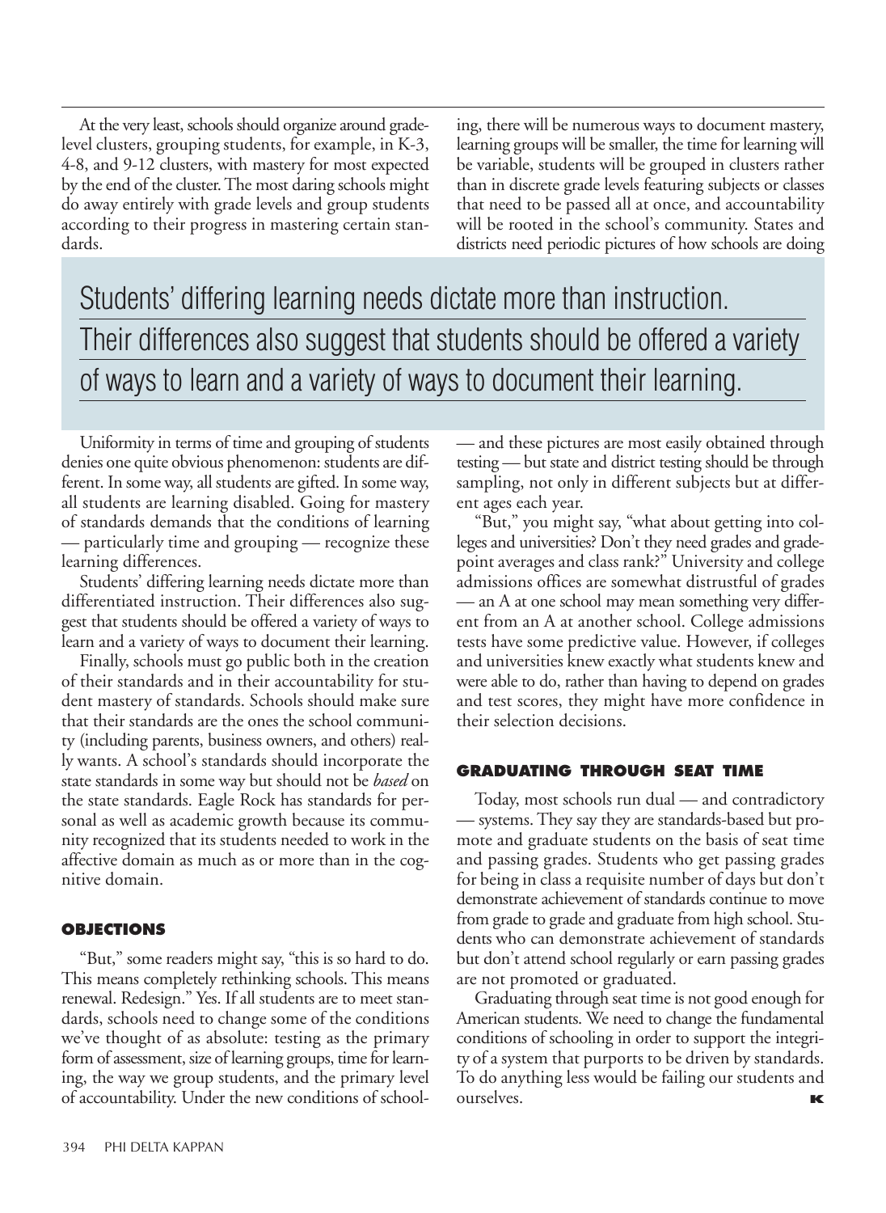At the very least, schools should organize around grade-level clusters, grouping students, for example, in K-3, 4-8, and 9-12 clusters, with mastery for most expected by the end of the cluster. The most daring schools might do away entirely with grade levels and group students according to their progress in mastering certain standards.

> Students' differing learning needs dictate more than instruction. Their differences also suggest that students should be offered a variety of ways to learn and a variety of ways to document their learning.

Uniformity in terms of time and grouping of students denies one quite obvious phenomenon: students are different. In some way, all students are gifted. In some way, all students are learning disabled. Going for mastery of standards demands that the conditions of learning — particularly time and grouping — recognize these learning differences.

Students' differing learning needs dictate more than differentiated instruction. Their differences also suggest that students should be offered a variety of ways to learn and a variety of ways to document their learning.

Finally, schools must go public both in the creation of their standards and in their accountability for student mastery of standards. Schools should make sure that their standards are the ones the school community (including parents, business owners, and others) really wants. A school's standards should incorporate the state standards in some way but should not be *based* on the state standards. Eagle Rock has standards for personal as well as academic growth because its community recognized that its students needed to work in the affective domain as much as or more than in the cognitive domain.

### OBJECTIONS

"But," some readers might say, "this is so hard to do. This means completely rethinking schools. This means renewal. Redesign." Yes. If all students are to meet standards, schools need to change some of the conditions we've thought of as absolute: testing as the primary form of assessment, size of learning groups, time for learning, the way we group students, and the primary level of accountability. Under the new conditions of schooling, there will be numerous ways to document mastery, learning groups will be smaller, the time for learning will be variable, students will be grouped in clusters rather than in discrete grade levels featuring subjects or classes that need to be passed all at once, and accountability will be rooted in the school's community. States and districts need periodic pictures of how schools are doing — and these pictures are most easily obtained through testing — but state and district testing should be through sampling, not only in different subjects but at different ages each year.

"But," you might say, "what about getting into colleges and universities? Don't they need grades and grade-point averages and class rank?" University and college admissions offices are somewhat distrustful of grades — an A at one school may mean something very different from an A at another school. College admissions tests have some predictive value. However, if colleges and universities knew exactly what students knew and were able to do, rather than having to depend on grades and test scores, they might have more confidence in their selection decisions.

### GRADUATING THROUGH SEAT TIME

Today, most schools run dual — and contradictory — systems. They say they are standards-based but promote and graduate students on the basis of seat time and passing grades. Students who get passing grades for being in class a requisite number of days but don't demonstrate achievement of standards continue to move from grade to grade and graduate from high school. Students who can demonstrate achievement of standards but don't attend school regularly or earn passing grades are not promoted or graduated.

Graduating through seat time is not good enough for American students. We need to change the fundamental conditions of schooling in order to support the integrity of a system that purports to be driven by standards. To do anything less would be failing our students and ourselves. **K**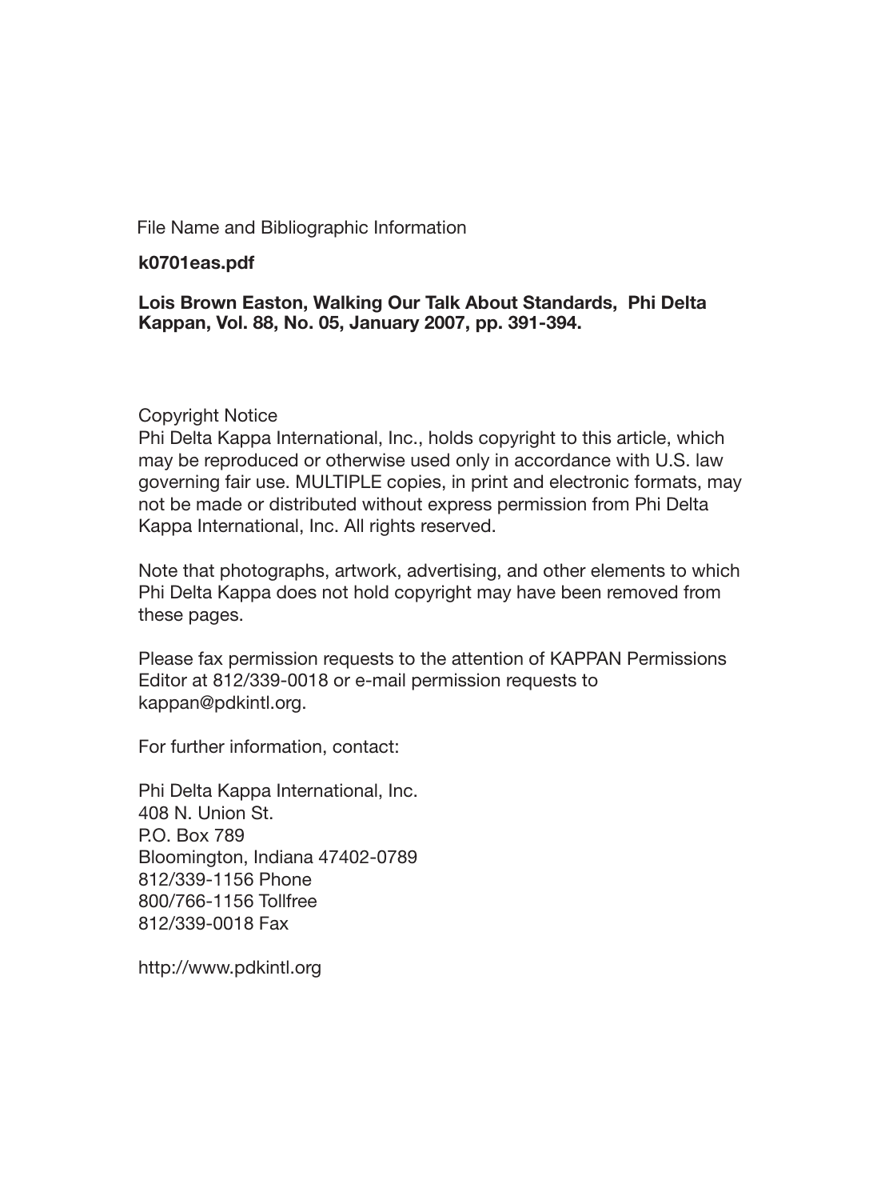File Name and Bibliographic Information

**k0701eas.pdf**

**Lois Brown Easton, Walking Our Talk About Standards, Phi Delta Kappan, Vol. 88, No. 05, January 2007, pp. 391-394.**

Copyright Notice

Phi Delta Kappa International, Inc., holds copyright to this article, which may be reproduced or otherwise used only in accordance with U.S. law governing fair use. MULTIPLE copies, in print and electronic formats, may not be made or distributed without express permission from Phi Delta Kappa International, Inc. All rights reserved.

Note that photographs, artwork, advertising, and other elements to which Phi Delta Kappa does not hold copyright may have been removed from these pages.

Please fax permission requests to the attention of KAPPAN Permissions Editor at 812/339-0018 or e-mail permission requests to kappan@pdkintl.org.

For further information, contact:

Phi Delta Kappa International, Inc.
408 N. Union St.
P.O. Box 789
Bloomington, Indiana 47402-0789
812/339-1156 Phone
800/766-1156 Tollfree
812/339-0018 Fax

http://www.pdkintl.org